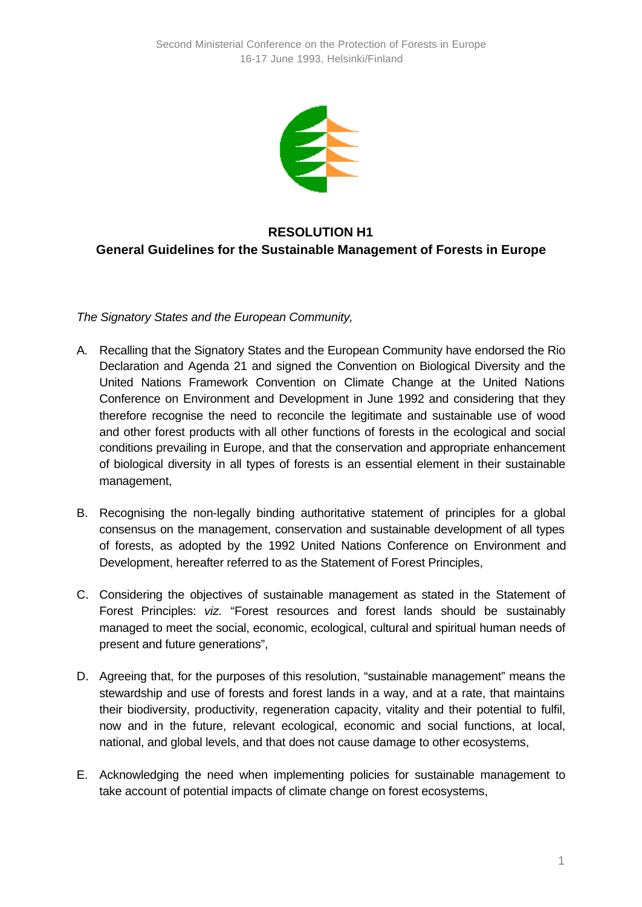Second Ministerial Conference on the Protection of Forests in Europe
16-17 June 1993, Helsinki/Finland

# RESOLUTION H1
## General Guidelines for the Sustainable Management of Forests in Europe

*The Signatory States and the European Community,*

A. Recalling that the Signatory States and the European Community have endorsed the Rio Declaration and Agenda 21 and signed the Convention on Biological Diversity and the United Nations Framework Convention on Climate Change at the United Nations Conference on Environment and Development in June 1992 and considering that they therefore recognise the need to reconcile the legitimate and sustainable use of wood and other forest products with all other functions of forests in the ecological and social conditions prevailing in Europe, and that the conservation and appropriate enhancement of biological diversity in all types of forests is an essential element in their sustainable management,

B. Recognising the non-legally binding authoritative statement of principles for a global consensus on the management, conservation and sustainable development of all types of forests, as adopted by the 1992 United Nations Conference on Environment and Development, hereafter referred to as the Statement of Forest Principles,

C. Considering the objectives of sustainable management as stated in the Statement of Forest Principles: *viz.* "Forest resources and forest lands should be sustainably managed to meet the social, economic, ecological, cultural and spiritual human needs of present and future generations",

D. Agreeing that, for the purposes of this resolution, "sustainable management" means the stewardship and use of forests and forest lands in a way, and at a rate, that maintains their biodiversity, productivity, regeneration capacity, vitality and their potential to fulfil, now and in the future, relevant ecological, economic and social functions, at local, national, and global levels, and that does not cause damage to other ecosystems,

E. Acknowledging the need when implementing policies for sustainable management to take account of potential impacts of climate change on forest ecosystems,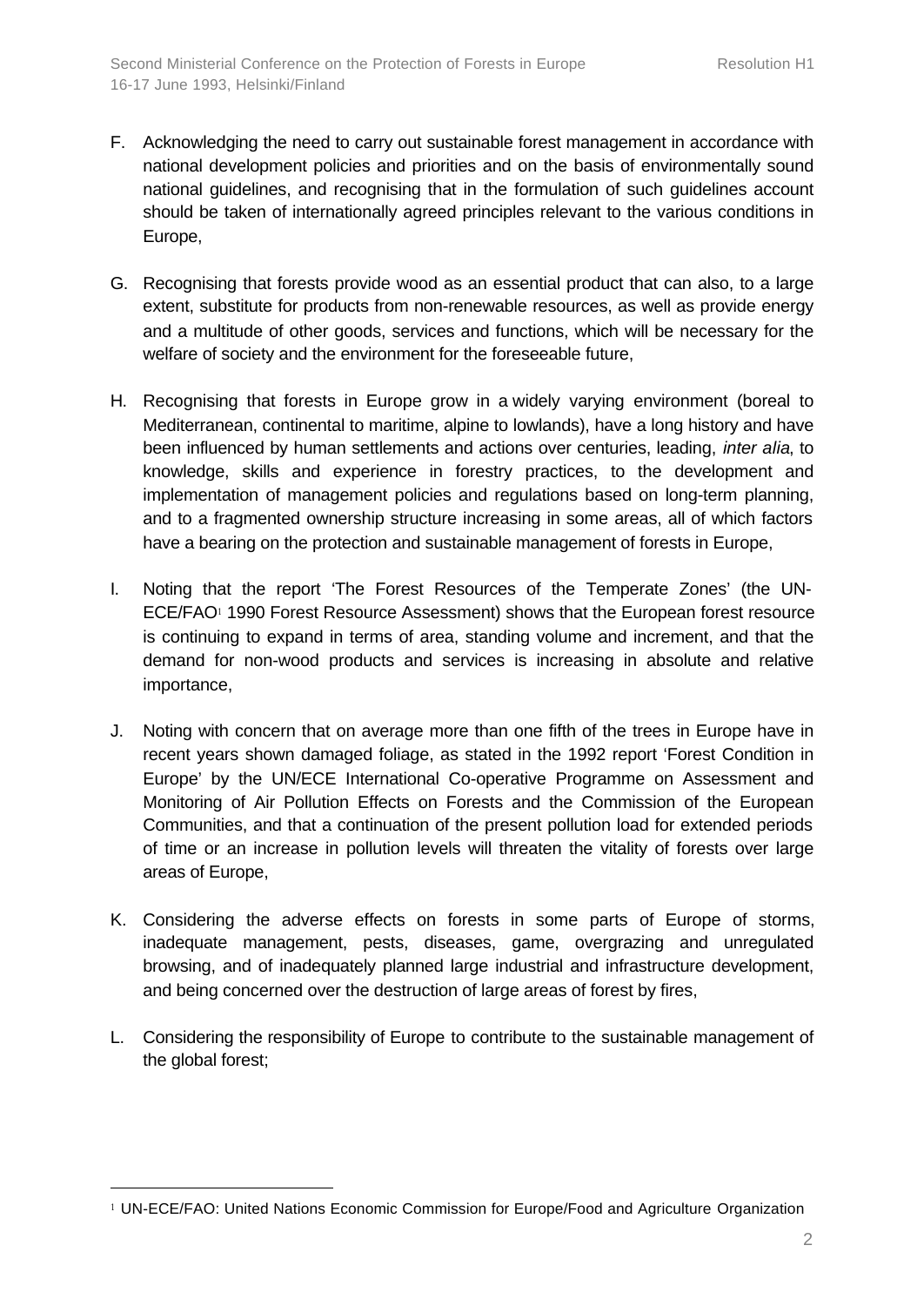F. Acknowledging the need to carry out sustainable forest management in accordance with national development policies and priorities and on the basis of environmentally sound national guidelines, and recognising that in the formulation of such guidelines account should be taken of internationally agreed principles relevant to the various conditions in Europe,

G. Recognising that forests provide wood as an essential product that can also, to a large extent, substitute for products from non-renewable resources, as well as provide energy and a multitude of other goods, services and functions, which will be necessary for the welfare of society and the environment for the foreseeable future,

H. Recognising that forests in Europe grow in a widely varying environment (boreal to Mediterranean, continental to maritime, alpine to lowlands), have a long history and have been influenced by human settlements and actions over centuries, leading, *inter alia*, to knowledge, skills and experience in forestry practices, to the development and implementation of management policies and regulations based on long-term planning, and to a fragmented ownership structure increasing in some areas, all of which factors have a bearing on the protection and sustainable management of forests in Europe,

I. Noting that the report 'The Forest Resources of the Temperate Zones' (the UN-ECE/FAO[1] 1990 Forest Resource Assessment) shows that the European forest resource is continuing to expand in terms of area, standing volume and increment, and that the demand for non-wood products and services is increasing in absolute and relative importance,

J. Noting with concern that on average more than one fifth of the trees in Europe have in recent years shown damaged foliage, as stated in the 1992 report 'Forest Condition in Europe' by the UN/ECE International Co-operative Programme on Assessment and Monitoring of Air Pollution Effects on Forests and the Commission of the European Communities, and that a continuation of the present pollution load for extended periods of time or an increase in pollution levels will threaten the vitality of forests over large areas of Europe,

K. Considering the adverse effects on forests in some parts of Europe of storms, inadequate management, pests, diseases, game, overgrazing and unregulated browsing, and of inadequately planned large industrial and infrastructure development, and being concerned over the destruction of large areas of forest by fires,

L. Considering the responsibility of Europe to contribute to the sustainable management of the global forest;

---

[1] UN-ECE/FAO: United Nations Economic Commission for Europe/Food and Agriculture Organization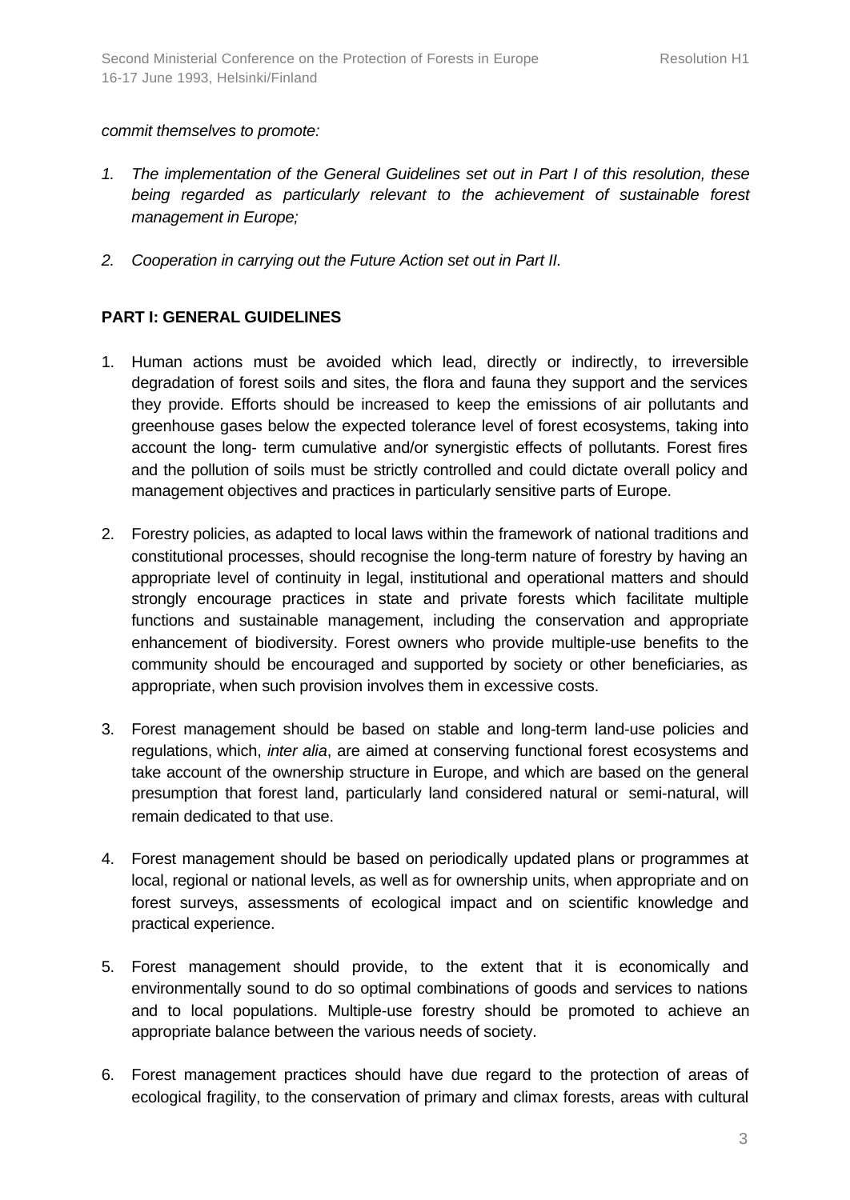*commit themselves to promote:*

1. *The implementation of the General Guidelines set out in Part I of this resolution, these being regarded as particularly relevant to the achievement of sustainable forest management in Europe;*

2. *Cooperation in carrying out the Future Action set out in Part II.*

**PART I: GENERAL GUIDELINES**

1. Human actions must be avoided which lead, directly or indirectly, to irreversible degradation of forest soils and sites, the flora and fauna they support and the services they provide. Efforts should be increased to keep the emissions of air pollutants and greenhouse gases below the expected tolerance level of forest ecosystems, taking into account the long- term cumulative and/or synergistic effects of pollutants. Forest fires and the pollution of soils must be strictly controlled and could dictate overall policy and management objectives and practices in particularly sensitive parts of Europe.

2. Forestry policies, as adapted to local laws within the framework of national traditions and constitutional processes, should recognise the long-term nature of forestry by having an appropriate level of continuity in legal, institutional and operational matters and should strongly encourage practices in state and private forests which facilitate multiple functions and sustainable management, including the conservation and appropriate enhancement of biodiversity. Forest owners who provide multiple-use benefits to the community should be encouraged and supported by society or other beneficiaries, as appropriate, when such provision involves them in excessive costs.

3. Forest management should be based on stable and long-term land-use policies and regulations, which, *inter alia*, are aimed at conserving functional forest ecosystems and take account of the ownership structure in Europe, and which are based on the general presumption that forest land, particularly land considered natural or semi-natural, will remain dedicated to that use.

4. Forest management should be based on periodically updated plans or programmes at local, regional or national levels, as well as for ownership units, when appropriate and on forest surveys, assessments of ecological impact and on scientific knowledge and practical experience.

5. Forest management should provide, to the extent that it is economically and environmentally sound to do so optimal combinations of goods and services to nations and to local populations. Multiple-use forestry should be promoted to achieve an appropriate balance between the various needs of society.

6. Forest management practices should have due regard to the protection of areas of ecological fragility, to the conservation of primary and climax forests, areas with cultural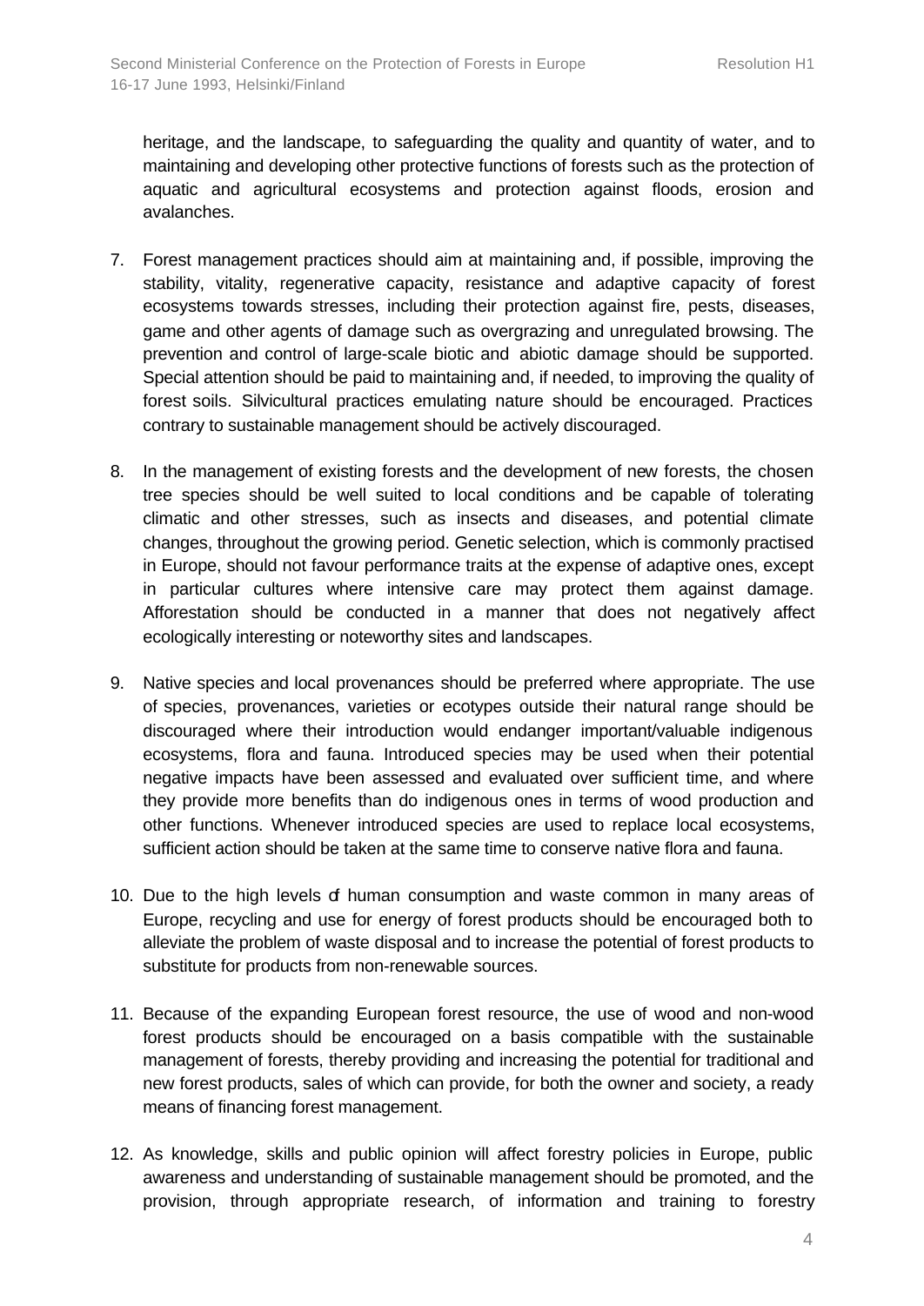heritage, and the landscape, to safeguarding the quality and quantity of water, and to maintaining and developing other protective functions of forests such as the protection of aquatic and agricultural ecosystems and protection against floods, erosion and avalanches.

7. Forest management practices should aim at maintaining and, if possible, improving the stability, vitality, regenerative capacity, resistance and adaptive capacity of forest ecosystems towards stresses, including their protection against fire, pests, diseases, game and other agents of damage such as overgrazing and unregulated browsing. The prevention and control of large-scale biotic and abiotic damage should be supported. Special attention should be paid to maintaining and, if needed, to improving the quality of forest soils. Silvicultural practices emulating nature should be encouraged. Practices contrary to sustainable management should be actively discouraged.

8. In the management of existing forests and the development of new forests, the chosen tree species should be well suited to local conditions and be capable of tolerating climatic and other stresses, such as insects and diseases, and potential climate changes, throughout the growing period. Genetic selection, which is commonly practised in Europe, should not favour performance traits at the expense of adaptive ones, except in particular cultures where intensive care may protect them against damage. Afforestation should be conducted in a manner that does not negatively affect ecologically interesting or noteworthy sites and landscapes.

9. Native species and local provenances should be preferred where appropriate. The use of species, provenances, varieties or ecotypes outside their natural range should be discouraged where their introduction would endanger important/valuable indigenous ecosystems, flora and fauna. Introduced species may be used when their potential negative impacts have been assessed and evaluated over sufficient time, and where they provide more benefits than do indigenous ones in terms of wood production and other functions. Whenever introduced species are used to replace local ecosystems, sufficient action should be taken at the same time to conserve native flora and fauna.

10. Due to the high levels of human consumption and waste common in many areas of Europe, recycling and use for energy of forest products should be encouraged both to alleviate the problem of waste disposal and to increase the potential of forest products to substitute for products from non-renewable sources.

11. Because of the expanding European forest resource, the use of wood and non-wood forest products should be encouraged on a basis compatible with the sustainable management of forests, thereby providing and increasing the potential for traditional and new forest products, sales of which can provide, for both the owner and society, a ready means of financing forest management.

12. As knowledge, skills and public opinion will affect forestry policies in Europe, public awareness and understanding of sustainable management should be promoted, and the provision, through appropriate research, of information and training to forestry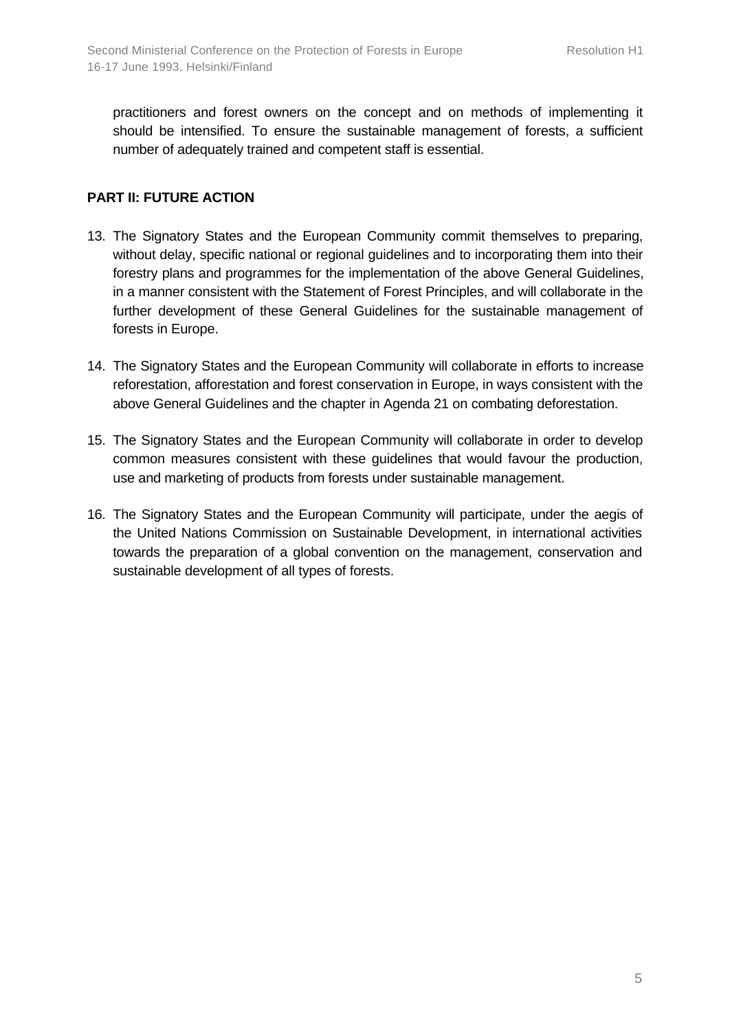practitioners and forest owners on the concept and on methods of implementing it should be intensified. To ensure the sustainable management of forests, a sufficient number of adequately trained and competent staff is essential.

## PART II: FUTURE ACTION

13. The Signatory States and the European Community commit themselves to preparing, without delay, specific national or regional guidelines and to incorporating them into their forestry plans and programmes for the implementation of the above General Guidelines, in a manner consistent with the Statement of Forest Principles, and will collaborate in the further development of these General Guidelines for the sustainable management of forests in Europe.

14. The Signatory States and the European Community will collaborate in efforts to increase reforestation, afforestation and forest conservation in Europe, in ways consistent with the above General Guidelines and the chapter in Agenda 21 on combating deforestation.

15. The Signatory States and the European Community will collaborate in order to develop common measures consistent with these guidelines that would favour the production, use and marketing of products from forests under sustainable management.

16. The Signatory States and the European Community will participate, under the aegis of the United Nations Commission on Sustainable Development, in international activities towards the preparation of a global convention on the management, conservation and sustainable development of all types of forests.